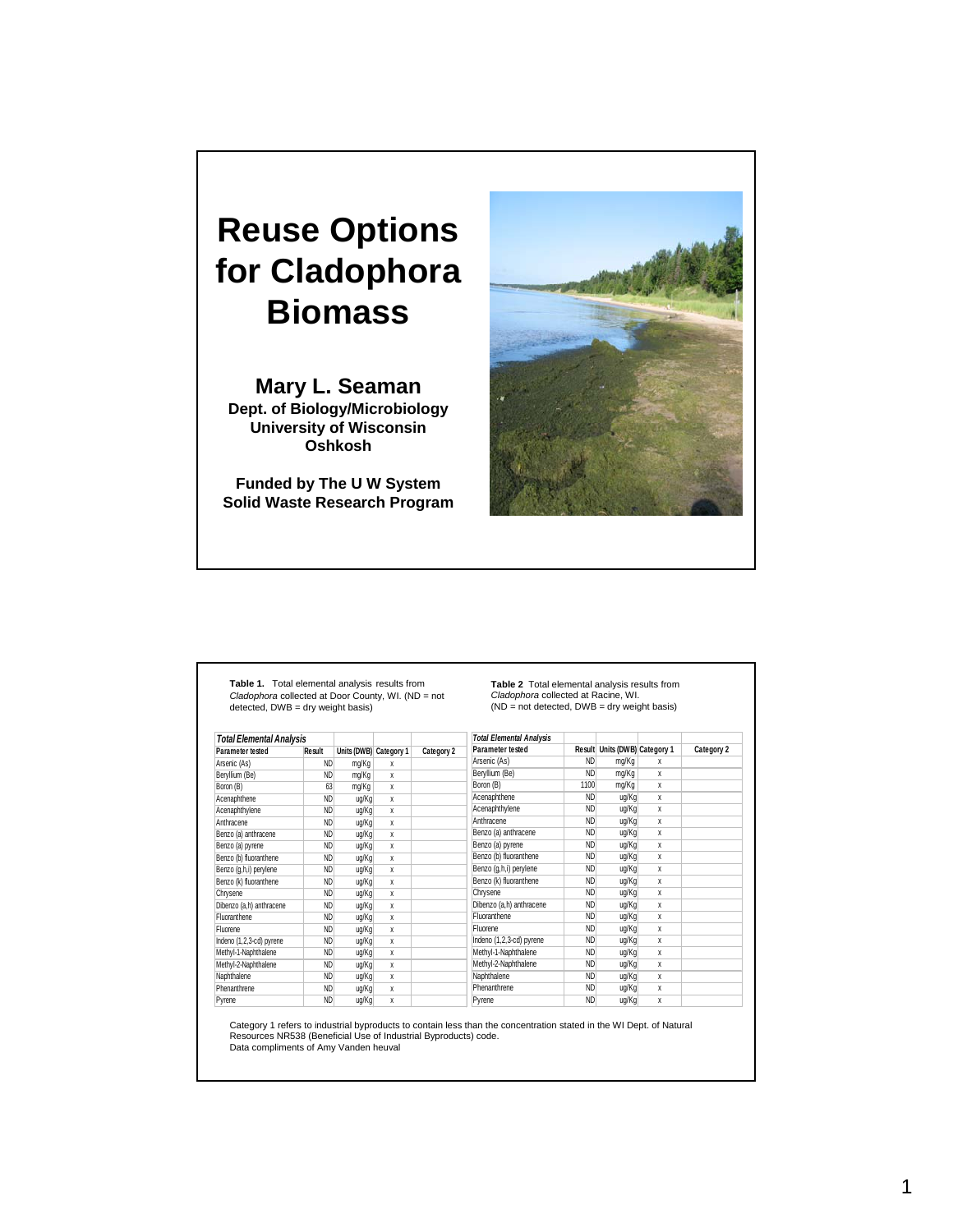# Reuse Options for Cladophora Biomass

**Mary L. Seaman**
**Dept. of Biology/Microbiology**
**University of Wisconsin Oshkosh**

**Funded by The U W System Solid Waste Research Program**

---

**Table 1.** Total elemental analysis results from *Cladophora* collected at Door County, WI. (ND = not detected, DWB = dry weight basis)

| Total Elemental Analysis | | | | |
|---|---|---|---|---|
| Parameter tested | Result | Units (DWB) | Category 1 | Category 2 |
| Arsenic (As) | ND | mg/Kg | x | |
| Beryllium (Be) | ND | mg/Kg | x | |
| Boron (B) | 63 | mg/Kg | x | |
| Acenaphthene | ND | ug/Kg | x | |
| Acenaphthylene | ND | ug/Kg | x | |
| Anthracene | ND | ug/Kg | x | |
| Benzo (a) anthracene | ND | ug/Kg | x | |
| Benzo (a) pyrene | ND | ug/Kg | x | |
| Benzo (b) fluoranthene | ND | ug/Kg | x | |
| Benzo (g,h,i) perylene | ND | ug/Kg | x | |
| Benzo (k) fluoranthene | ND | ug/Kg | x | |
| Chrysene | ND | ug/Kg | x | |
| Dibenzo (a,h) anthracene | ND | ug/Kg | x | |
| Fluoranthene | ND | ug/Kg | x | |
| Fluorene | ND | ug/Kg | x | |
| Indeno (1,2,3-cd) pyrene | ND | ug/Kg | x | |
| Methyl-1-Naphthalene | ND | ug/Kg | x | |
| Methyl-2-Naphthalene | ND | ug/Kg | x | |
| Naphthalene | ND | ug/Kg | x | |
| Phenanthrene | ND | ug/Kg | x | |
| Pyrene | ND | ug/Kg | x | |

**Table 2** Total elemental analysis results from *Cladophora* collected at Racine, WI. (ND = not detected, DWB = dry weight basis)

| Total Elemental Analysis | | | | |
|---|---|---|---|---|
| Parameter tested | Result | Units (DWB) | Category 1 | Category 2 |
| Arsenic (As) | ND | mg/Kg | x | |
| Beryllium (Be) | ND | mg/Kg | x | |
| Boron (B) | 1100 | mg/Kg | x | |
| Acenaphthene | ND | ug/Kg | x | |
| Acenaphthylene | ND | ug/Kg | x | |
| Anthracene | ND | ug/Kg | x | |
| Benzo (a) anthracene | ND | ug/Kg | x | |
| Benzo (a) pyrene | ND | ug/Kg | x | |
| Benzo (b) fluoranthene | ND | ug/Kg | x | |
| Benzo (g,h,i) perylene | ND | ug/Kg | x | |
| Benzo (k) fluoranthene | ND | ug/Kg | x | |
| Chrysene | ND | ug/Kg | x | |
| Dibenzo (a,h) anthracene | ND | ug/Kg | x | |
| Fluoranthene | ND | ug/Kg | x | |
| Fluorene | ND | ug/Kg | x | |
| Indeno (1,2,3-cd) pyrene | ND | ug/Kg | x | |
| Methyl-1-Naphthalene | ND | ug/Kg | x | |
| Methyl-2-Naphthalene | ND | ug/Kg | x | |
| Naphthalene | ND | ug/Kg | x | |
| Phenanthrene | ND | ug/Kg | x | |
| Pyrene | ND | ug/Kg | x | |

Category 1 refers to industrial byproducts to contain less than the concentration stated in the WI Dept. of Natural Resources NR538 (Beneficial Use of Industrial Byproducts) code.
Data compliments of Amy Vanden heuval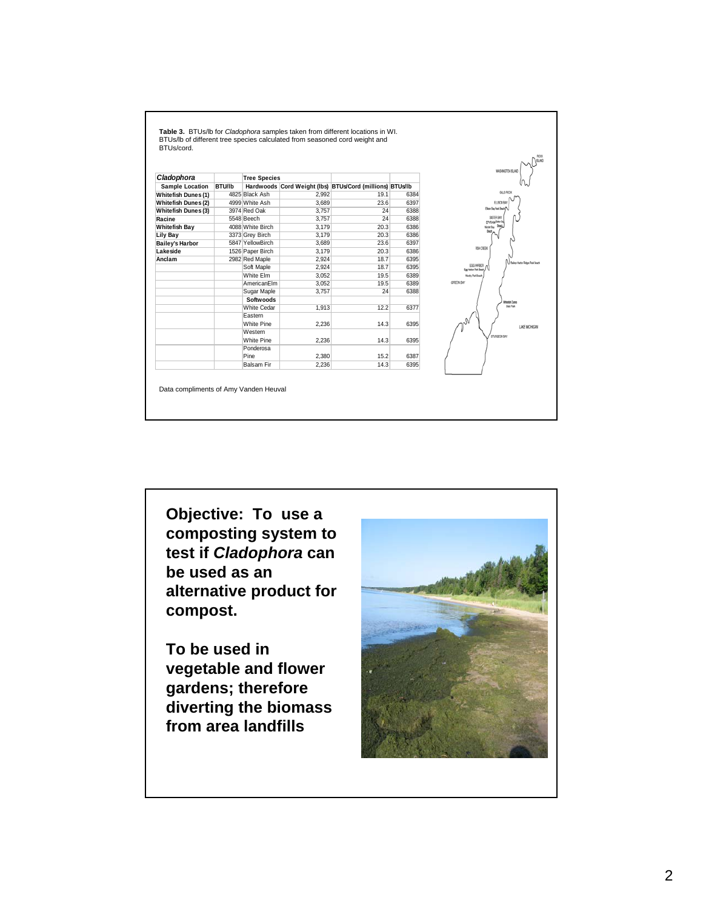**Table 3.** BTUs/lb for *Cladophora* samples taken from different locations in WI. BTUs/lb of different tree species calculated from seasoned cord weight and BTUs/cord.

| *Cladophora* | | Tree Species | | | |
|---|---|---|---|---|---|
| **Sample Location** | **BTU/lb** | **Hardwoods** | **Cord Weight (lbs)** | **BTUs/Cord (millions)** | **BTUs/lb** |
| **Whitefish Dunes (1)** | 4825 | Black Ash | 2,992 | 19.1 | 6384 |
| **Whitefish Dunes (2)** | 4999 | White Ash | 3,689 | 23.6 | 6397 |
| **Whitefish Dunes (3)** | 3974 | Red Oak | 3,757 | 24 | 6388 |
| **Racine** | 5548 | Beech | 3,757 | 24 | 6388 |
| **Whitefish Bay** | 4088 | White Birch | 3,179 | 20.3 | 6386 |
| **Lily Bay** | 3373 | Grey Birch | 3,179 | 20.3 | 6386 |
| **Bailey's Harbor** | 5847 | YellowBirch | 3,689 | 23.6 | 6397 |
| **Lakeside** | 1526 | Paper Birch | 3,179 | 20.3 | 6386 |
| **Anclam** | 2982 | Red Maple | 2,924 | 18.7 | 6395 |
| | | Soft Maple | 2,924 | 18.7 | 6395 |
| | | White Elm | 3,052 | 19.5 | 6389 |
| | | AmericanElm | 3,052 | 19.5 | 6389 |
| | | Sugar Maple | 3,757 | 24 | 6388 |
| | | **Softwoods** | | | |
| | | White Cedar | 1,913 | 12.2 | 6377 |
| | | Eastern White Pine | 2,236 | 14.3 | 6395 |
| | | Western White Pine | 2,236 | 14.3 | 6395 |
| | | Ponderosa Pine | 2,380 | 15.2 | 6387 |
| | | Balsam Fir | 2,236 | 14.3 | 6395 |

Data compliments of Amy Vanden Heuval

**Objective: To use a composting system to test if *Cladophora* can be used as an alternative product for compost.**

**To be used in vegetable and flower gardens; therefore diverting the biomass from area landfills**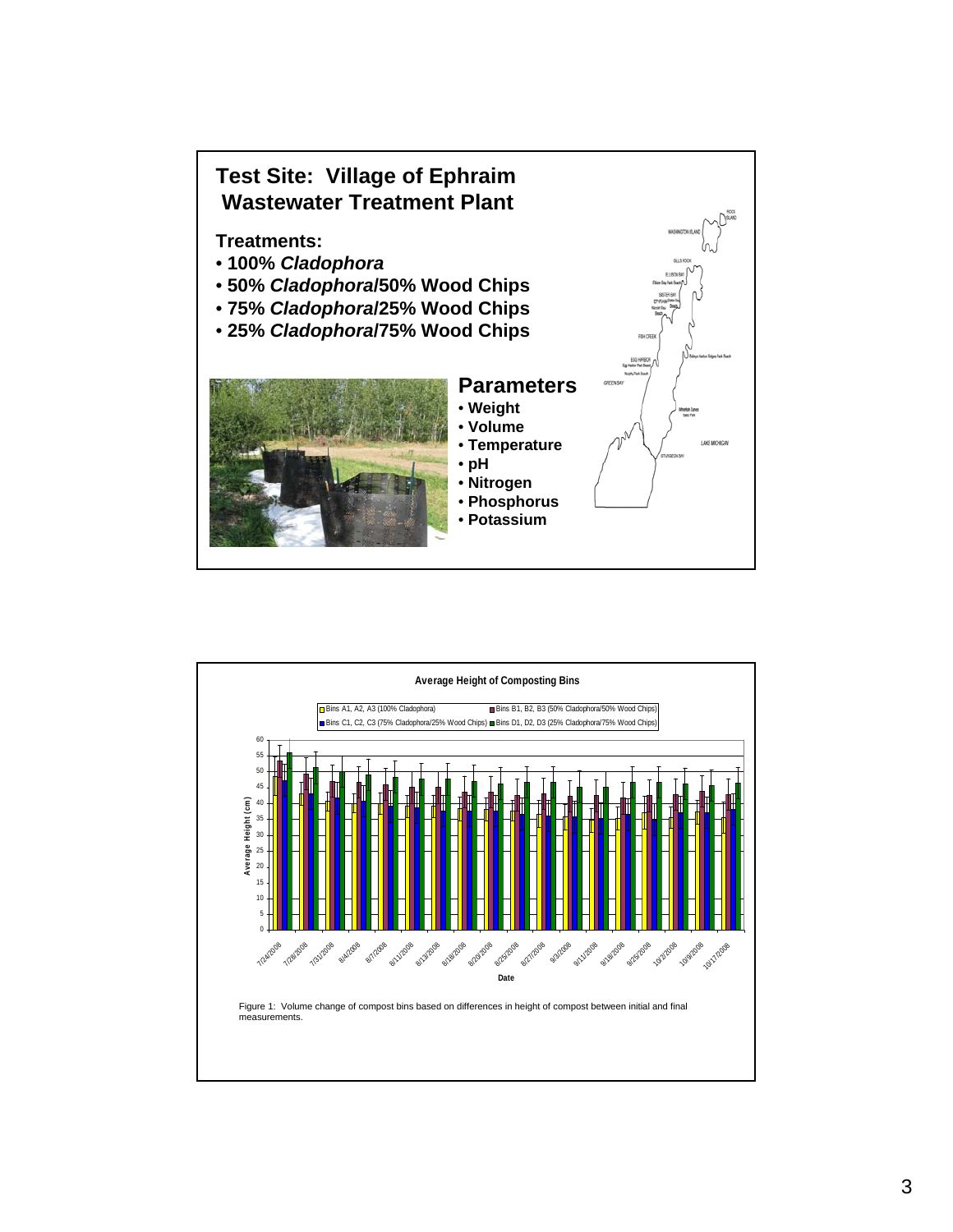## Test Site: Village of Ephraim Wastewater Treatment Plant

**Treatments:**

- **100% *Cladophora***
- **50% *Cladophora*/50% Wood Chips**
- **75% *Cladophora*/25% Wood Chips**
- **25% *Cladophora*/75% Wood Chips**

### Parameters

- **Weight**
- **Volume**
- **Temperature**
- **pH**
- **Nitrogen**
- **Phosphorus**
- **Potassium**

---

**Average Height of Composting Bins**

Bins A1, A2, A3 (100% Cladophora) | Bins B1, B2, B3 (50% Cladophora/50% Wood Chips) | Bins C1, C2, C3 (75% Cladophora/25% Wood Chips) | Bins D1, D2, D3 (25% Cladophora/75% Wood Chips)

Average Height (cm) vs. Date (7/24/2008 – 10/17/2008)

Figure 1: Volume change of compost bins based on differences in height of compost between initial and final measurements.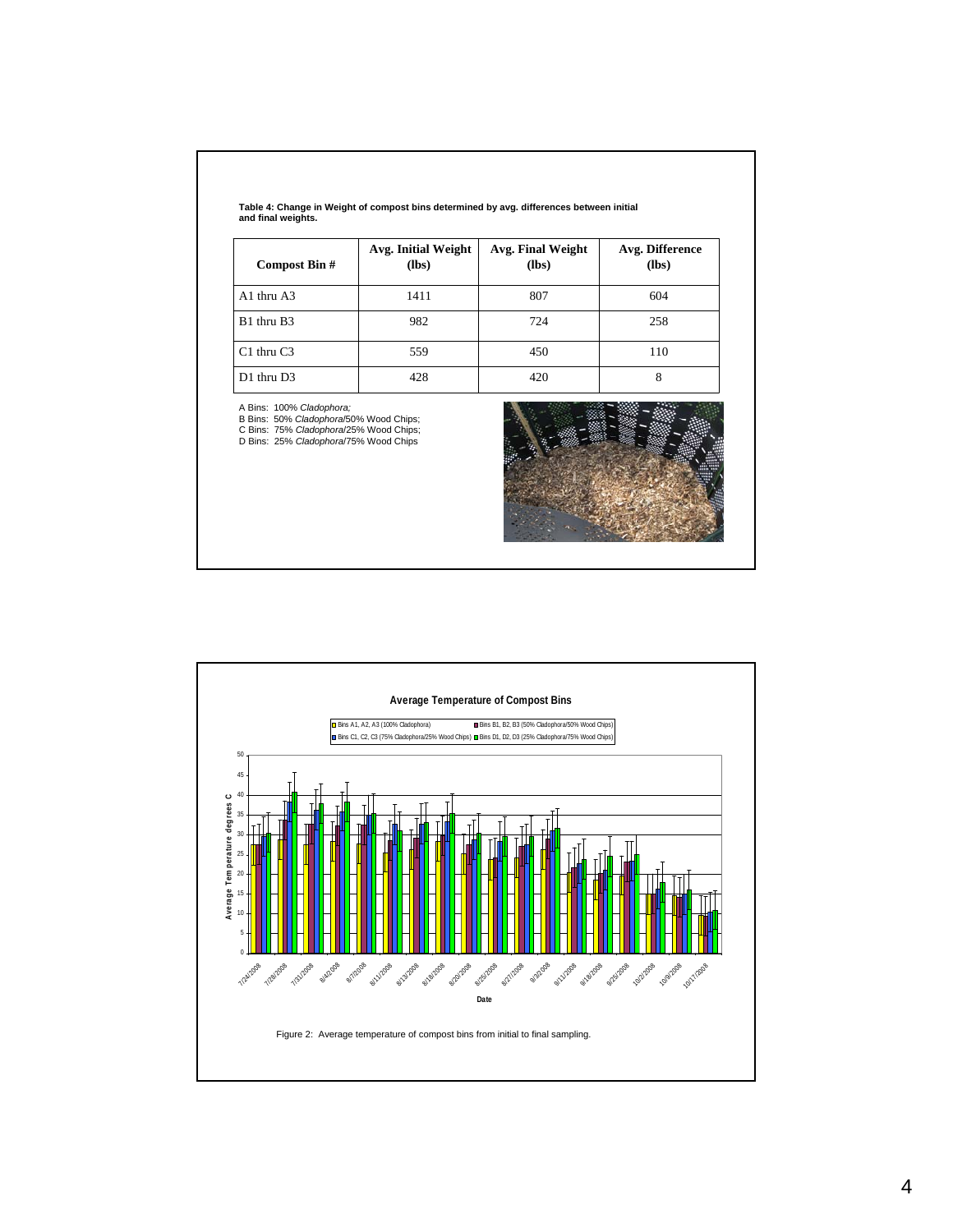**Table 4: Change in Weight of compost bins determined by avg. differences between initial and final weights.**

| Compost Bin # | Avg. Initial Weight (lbs) | Avg. Final Weight (lbs) | Avg. Difference (lbs) |
|---|---|---|---|
| A1 thru A3 | 1411 | 807 | 604 |
| B1 thru B3 | 982 | 724 | 258 |
| C1 thru C3 | 559 | 450 | 110 |
| D1 thru D3 | 428 | 420 | 8 |

A Bins: 100% *Cladophora;*
B Bins: 50% *Cladophora*/50% Wood Chips;
C Bins: 75% *Cladophora*/25% Wood Chips;
D Bins: 25% *Cladophora*/75% Wood Chips

**Average Temperature of Compost Bins**

Legend: Bins A1, A2, A3 (100% Cladophora); Bins B1, B2, B3 (50% Cladophora/50% Wood Chips); Bins C1, C2, C3 (75% Cladophora/25% Wood Chips); Bins D1, D2, D3 (25% Cladophora/75% Wood Chips)

Y-axis: Average Temperature degrees C (0–50)

X-axis: Date (7/24/2008, 7/28/2008, 7/31/2008, 8/4/2008, 8/7/2008, 8/11/2008, 8/13/2008, 8/18/2008, 8/20/2008, 8/25/2008, 8/27/2008, 9/3/2008, 9/11/2008, 9/18/2008, 9/25/2008, 10/2/2008, 10/9/2008, 10/17/2008)

Figure 2: Average temperature of compost bins from initial to final sampling.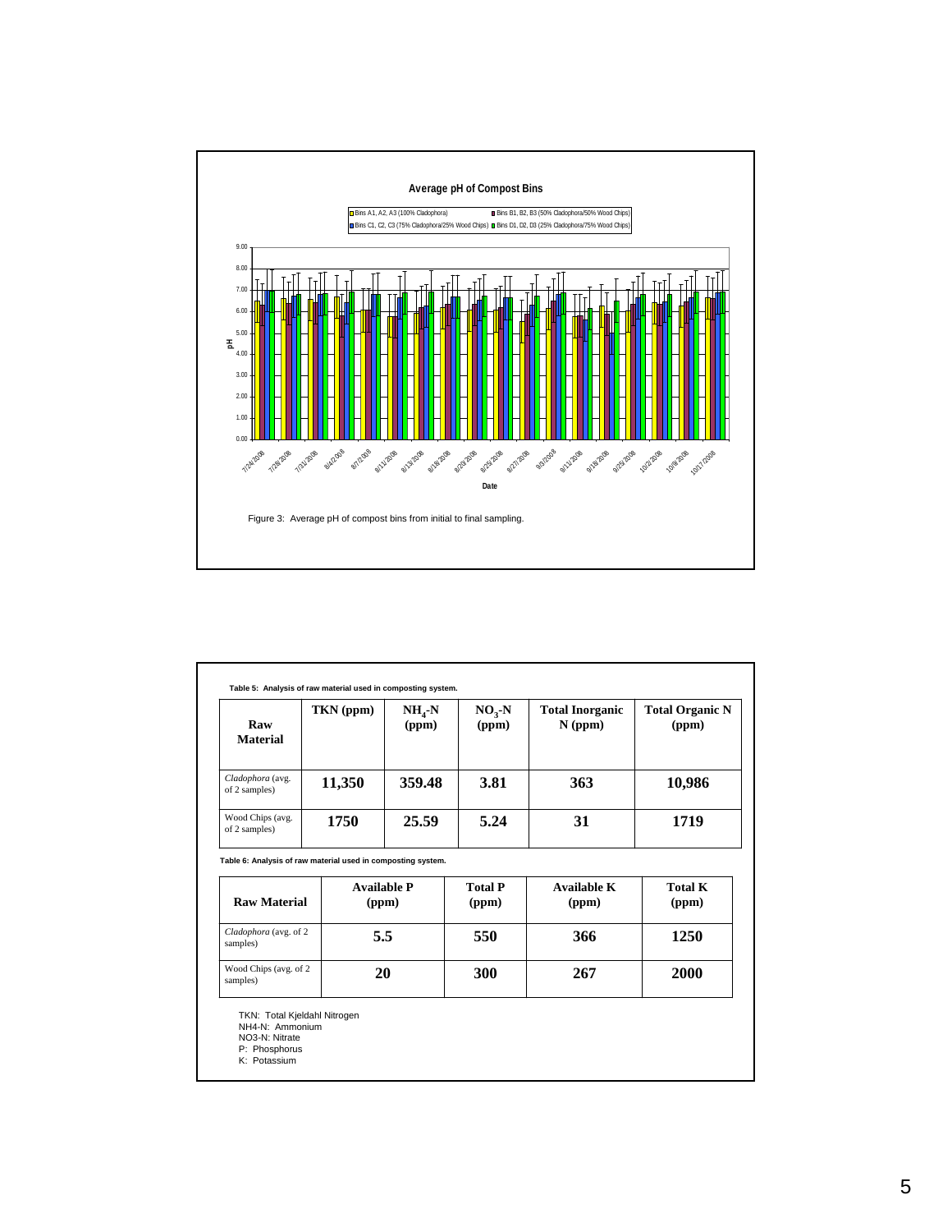**Average pH of Compost Bins**

Bins A1, A2, A3 (100% Cladophora) | Bins B1, B2, B3 (50% Cladophora/50% Wood Chips) | Bins C1, C2, C3 (75% Cladophora/25% Wood Chips) | Bins D1, D2, D3 (25% Cladophora/75% Wood Chips)

Figure 3: Average pH of compost bins from initial to final sampling.

**Table 5: Analysis of raw material used in composting system.**

| Raw Material | TKN (ppm) | $NH_4$-N (ppm) | $NO_3$-N (ppm) | Total Inorganic N (ppm) | Total Organic N (ppm) |
|---|---|---|---|---|---|
| *Cladophora* (avg. of 2 samples) | **11,350** | **359.48** | **3.81** | **363** | **10,986** |
| Wood Chips (avg. of 2 samples) | **1750** | **25.59** | **5.24** | **31** | **1719** |

**Table 6: Analysis of raw material used in composting system.**

| Raw Material | Available P (ppm) | Total P (ppm) | Available K (ppm) | Total K (ppm) |
|---|---|---|---|---|
| *Cladophora* (avg. of 2 samples) | **5.5** | **550** | **366** | **1250** |
| Wood Chips (avg. of 2 samples) | **20** | **300** | **267** | **2000** |

TKN: Total Kjeldahl Nitrogen
NH4-N: Ammonium
NO3-N: Nitrate
P: Phosphorus
K: Potassium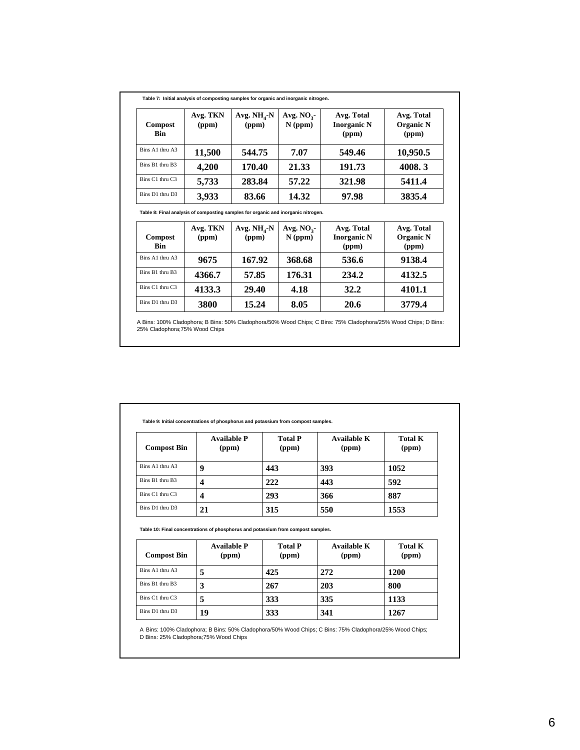**Table 7: Initial analysis of composting samples for organic and inorganic nitrogen.**

| Compost Bin | Avg. TKN (ppm) | Avg. $NH_4$-N (ppm) | Avg. $NO_3$-N (ppm) | Avg. Total Inorganic N (ppm) | Avg. Total Organic N (ppm) |
|---|---|---|---|---|---|
| Bins A1 thru A3 | 11,500 | 544.75 | 7.07 | 549.46 | 10,950.5 |
| Bins B1 thru B3 | 4,200 | 170.40 | 21.33 | 191.73 | 4008. 3 |
| Bins C1 thru C3 | 5,733 | 283.84 | 57.22 | 321.98 | 5411.4 |
| Bins D1 thru D3 | 3,933 | 83.66 | 14.32 | 97.98 | 3835.4 |

**Table 8: Final analysis of composting samples for organic and inorganic nitrogen.**

| Compost Bin | Avg. TKN (ppm) | Avg. $NH_4$-N (ppm) | Avg. $NO_3$-N (ppm) | Avg. Total Inorganic N (ppm) | Avg. Total Organic N (ppm) |
|---|---|---|---|---|---|
| Bins A1 thru A3 | 9675 | 167.92 | 368.68 | 536.6 | 9138.4 |
| Bins B1 thru B3 | 4366.7 | 57.85 | 176.31 | 234.2 | 4132.5 |
| Bins C1 thru C3 | 4133.3 | 29.40 | 4.18 | 32.2 | 4101.1 |
| Bins D1 thru D3 | 3800 | 15.24 | 8.05 | 20.6 | 3779.4 |

A Bins: 100% Cladophora; B Bins: 50% Cladophora/50% Wood Chips; C Bins: 75% Cladophora/25% Wood Chips; D Bins: 25% Cladophora;75% Wood Chips

**Table 9: Initial concentrations of phosphorus and potassium from compost samples.**

| Compost Bin | Available P (ppm) | Total P (ppm) | Available K (ppm) | Total K (ppm) |
|---|---|---|---|---|
| Bins A1 thru A3 | 9 | 443 | 393 | 1052 |
| Bins B1 thru B3 | 4 | 222 | 443 | 592 |
| Bins C1 thru C3 | 4 | 293 | 366 | 887 |
| Bins D1 thru D3 | 21 | 315 | 550 | 1553 |

**Table 10: Final concentrations of phosphorus and potassium from compost samples.**

| Compost Bin | Available P (ppm) | Total P (ppm) | Available K (ppm) | Total K (ppm) |
|---|---|---|---|---|
| Bins A1 thru A3 | 5 | 425 | 272 | 1200 |
| Bins B1 thru B3 | 3 | 267 | 203 | 800 |
| Bins C1 thru C3 | 5 | 333 | 335 | 1133 |
| Bins D1 thru D3 | 19 | 333 | 341 | 1267 |

A Bins: 100% Cladophora; B Bins: 50% Cladophora/50% Wood Chips; C Bins: 75% Cladophora/25% Wood Chips; D Bins: 25% Cladophora;75% Wood Chips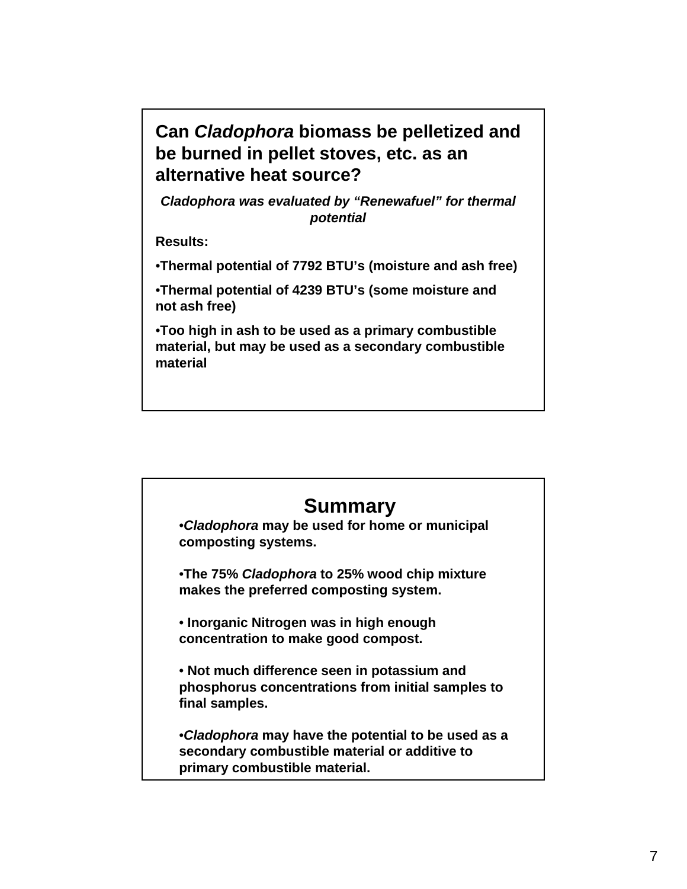## Can *Cladophora* biomass be pelletized and be burned in pellet stoves, etc. as an alternative heat source?

***Cladophora* was evaluated by "Renewafuel" for thermal potential**

**Results:**

- **Thermal potential of 7792 BTU's (moisture and ash free)**
- **Thermal potential of 4239 BTU's (some moisture and not ash free)**
- **Too high in ash to be used as a primary combustible material, but may be used as a secondary combustible material**

## Summary

- ***Cladophora* may be used for home or municipal composting systems.**
- **The 75% *Cladophora* to 25% wood chip mixture makes the preferred composting system.**
- **Inorganic Nitrogen was in high enough concentration to make good compost.**
- **Not much difference seen in potassium and phosphorus concentrations from initial samples to final samples.**
- ***Cladophora* may have the potential to be used as a secondary combustible material or additive to primary combustible material.**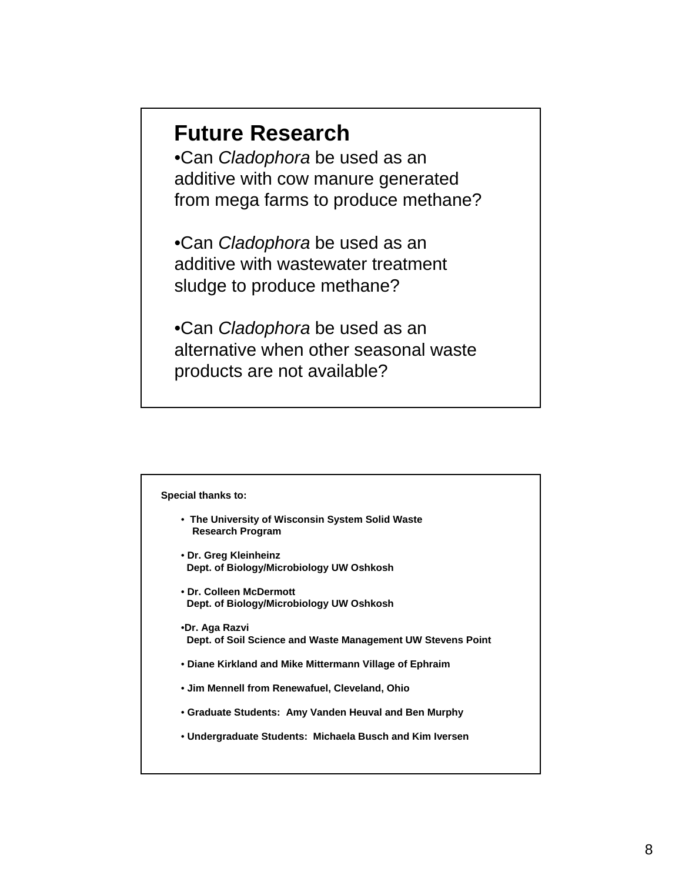## Future Research

- Can *Cladophora* be used as an additive with cow manure generated from mega farms to produce methane?

- Can *Cladophora* be used as an additive with wastewater treatment sludge to produce methane?

- Can *Cladophora* be used as an alternative when other seasonal waste products are not available?

**Special thanks to:**

- **The University of Wisconsin System Solid Waste Research Program**
- **Dr. Greg Kleinheinz**
  **Dept. of Biology/Microbiology UW Oshkosh**
- **Dr. Colleen McDermott**
  **Dept. of Biology/Microbiology UW Oshkosh**
- **Dr. Aga Razvi**
  **Dept. of Soil Science and Waste Management UW Stevens Point**
- **Diane Kirkland and Mike Mittermann Village of Ephraim**
- **Jim Mennell from Renewafuel, Cleveland, Ohio**
- **Graduate Students: Amy Vanden Heuval and Ben Murphy**
- **Undergraduate Students: Michaela Busch and Kim Iversen**